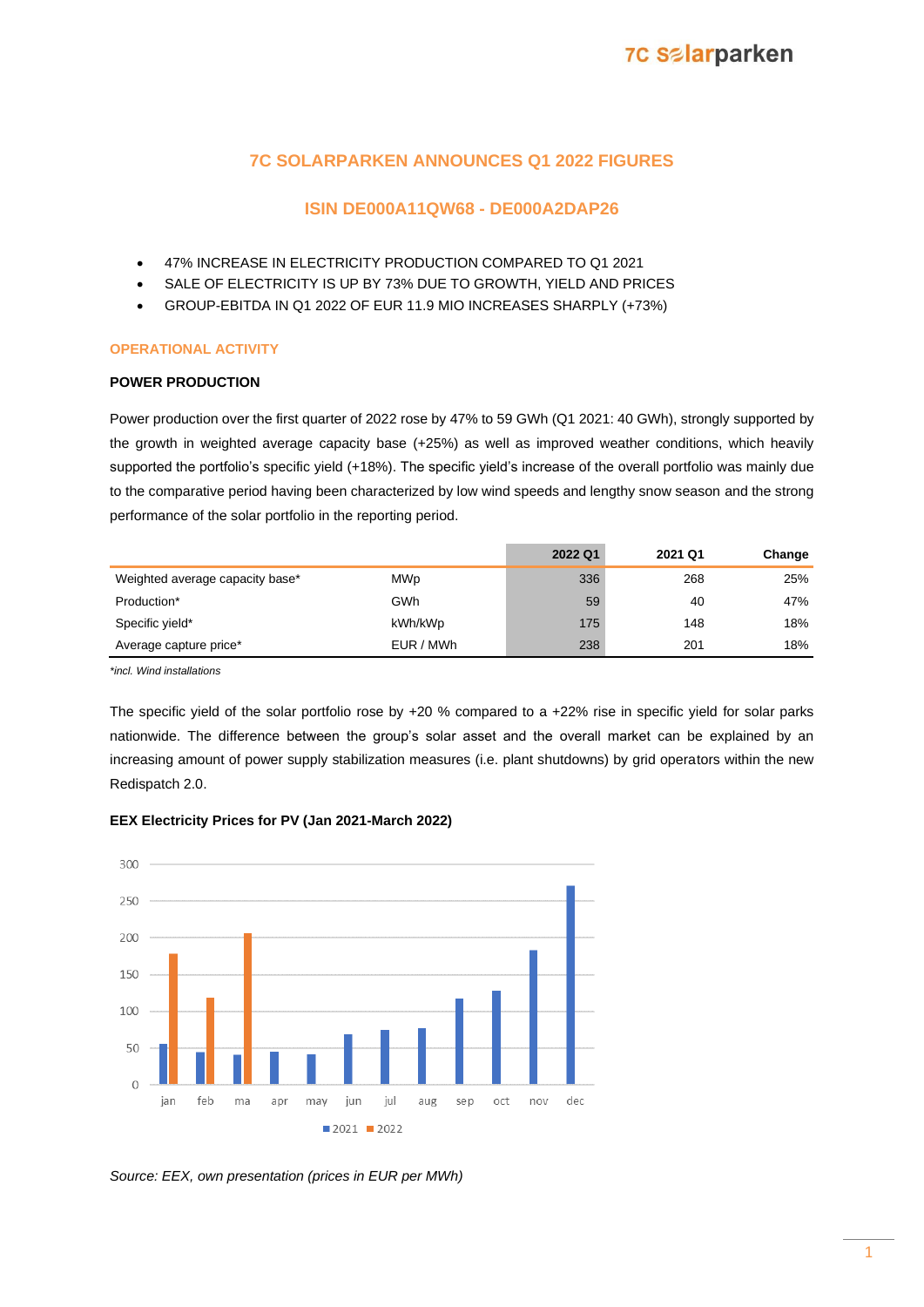# 7C SOLARPARKEN ANNOUNCES Q1 2022 FIGURES

## ISIN DE000A11QW68 - DE000A2DAP26

- 47% INCREASE IN ELECTRICITY PRODUCTION COMPARED TO Q1 2021
- SALE OF ELECTRICITY IS UP BY 73% DUE TO GROWTH, YIELD AND PRICES
- GROUP-EBITDA IN Q1 2022 OF EUR 11.9 MIO INCREASES SHARPLY (+73%)

## OPERATIONAL ACTIVITY

### POWER PRODUCTION

Power production over the first quarter of 2022 rose by 47% to 59 GWh (Q1 2021: 40 GWh), strongly supported by the growth in weighted average capacity base (+25%) as well as improved weather conditions, which heavily supported the portfolio's specific yield (+18%). The specific yield's increase of the overall portfolio was mainly due to the comparative period having been characterized by low wind speeds and lengthy snow season and the strong performance of the solar portfolio in the reporting period.

| | | 2022 Q1 | 2021 Q1 | Change |
|---|---|---|---|---|
| Weighted average capacity base* | MWp | 336 | 268 | 25% |
| Production* | GWh | 59 | 40 | 47% |
| Specific yield* | kWh/kWp | 175 | 148 | 18% |
| Average capture price* | EUR / MWh | 238 | 201 | 18% |

*\*incl. Wind installations*

The specific yield of the solar portfolio rose by +20 % compared to a +22% rise in specific yield for solar parks nationwide. The difference between the group's solar asset and the overall market can be explained by an increasing amount of power supply stabilization measures (i.e. plant shutdowns) by grid operators within the new Redispatch 2.0.

**EEX Electricity Prices for PV (Jan 2021-March 2022)**

*Source: EEX, own presentation (prices in EUR per MWh)*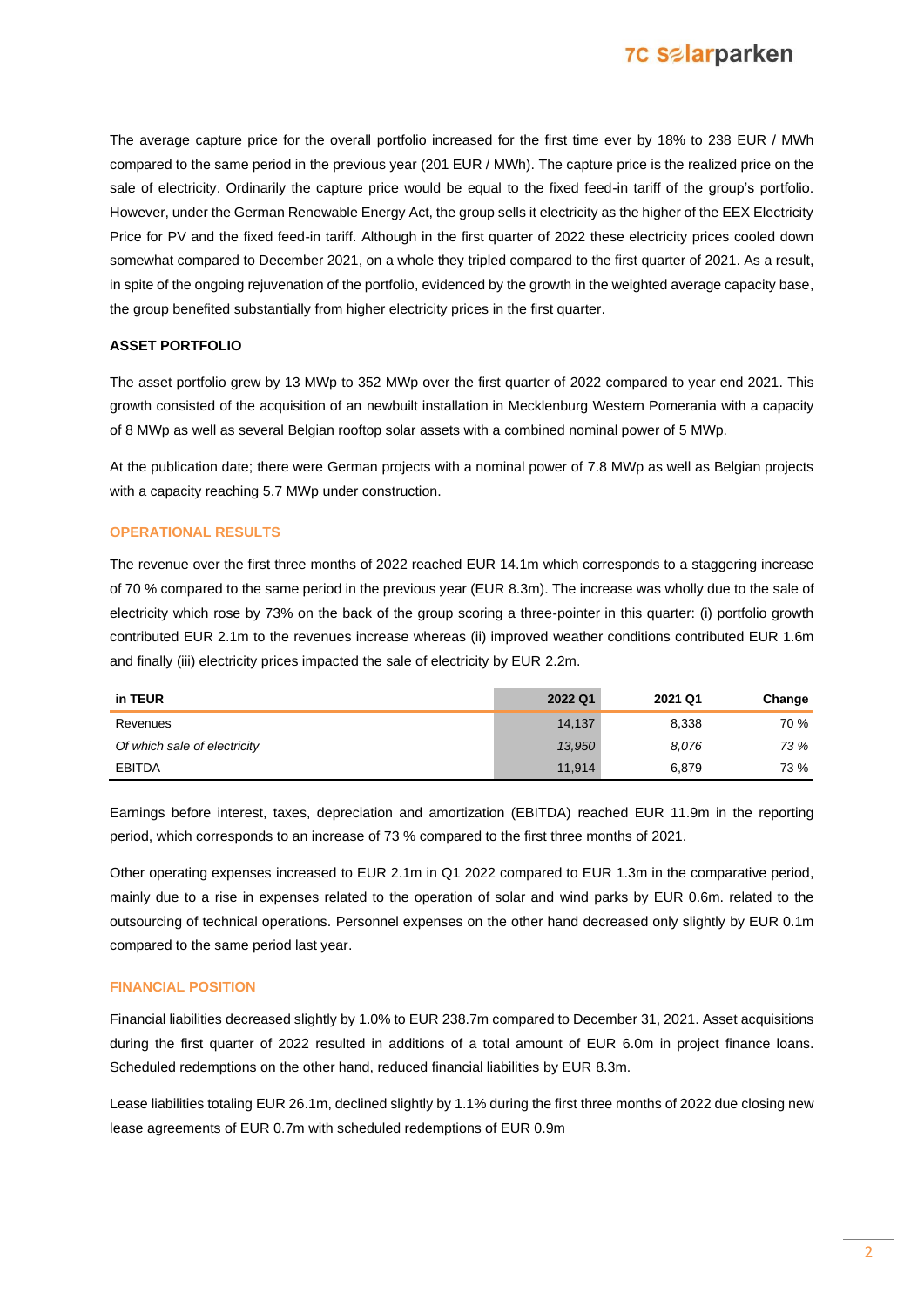The average capture price for the overall portfolio increased for the first time ever by 18% to 238 EUR / MWh compared to the same period in the previous year (201 EUR / MWh). The capture price is the realized price on the sale of electricity. Ordinarily the capture price would be equal to the fixed feed-in tariff of the group's portfolio. However, under the German Renewable Energy Act, the group sells it electricity as the higher of the EEX Electricity Price for PV and the fixed feed-in tariff. Although in the first quarter of 2022 these electricity prices cooled down somewhat compared to December 2021, on a whole they tripled compared to the first quarter of 2021. As a result, in spite of the ongoing rejuvenation of the portfolio, evidenced by the growth in the weighted average capacity base, the group benefited substantially from higher electricity prices in the first quarter.

**ASSET PORTFOLIO**

The asset portfolio grew by 13 MWp to 352 MWp over the first quarter of 2022 compared to year end 2021. This growth consisted of the acquisition of an newbuilt installation in Mecklenburg Western Pomerania with a capacity of 8 MWp as well as several Belgian rooftop solar assets with a combined nominal power of 5 MWp.

At the publication date; there were German projects with a nominal power of 7.8 MWp as well as Belgian projects with a capacity reaching 5.7 MWp under construction.

## OPERATIONAL RESULTS

The revenue over the first three months of 2022 reached EUR 14.1m which corresponds to a staggering increase of 70 % compared to the same period in the previous year (EUR 8.3m). The increase was wholly due to the sale of electricity which rose by 73% on the back of the group scoring a three-pointer in this quarter: (i) portfolio growth contributed EUR 2.1m to the revenues increase whereas (ii) improved weather conditions contributed EUR 1.6m and finally (iii) electricity prices impacted the sale of electricity by EUR 2.2m.

| in TEUR | 2022 Q1 | 2021 Q1 | Change |
|---|---|---|---|
| Revenues | 14,137 | 8,338 | 70 % |
| *Of which sale of electricity* | *13,950* | *8,076* | *73 %* |
| EBITDA | 11,914 | 6,879 | 73 % |

Earnings before interest, taxes, depreciation and amortization (EBITDA) reached EUR 11.9m in the reporting period, which corresponds to an increase of 73 % compared to the first three months of 2021.

Other operating expenses increased to EUR 2.1m in Q1 2022 compared to EUR 1.3m in the comparative period, mainly due to a rise in expenses related to the operation of solar and wind parks by EUR 0.6m. related to the outsourcing of technical operations. Personnel expenses on the other hand decreased only slightly by EUR 0.1m compared to the same period last year.

## FINANCIAL POSITION

Financial liabilities decreased slightly by 1.0% to EUR 238.7m compared to December 31, 2021. Asset acquisitions during the first quarter of 2022 resulted in additions of a total amount of EUR 6.0m in project finance loans. Scheduled redemptions on the other hand, reduced financial liabilities by EUR 8.3m.

Lease liabilities totaling EUR 26.1m, declined slightly by 1.1% during the first three months of 2022 due closing new lease agreements of EUR 0.7m with scheduled redemptions of EUR 0.9m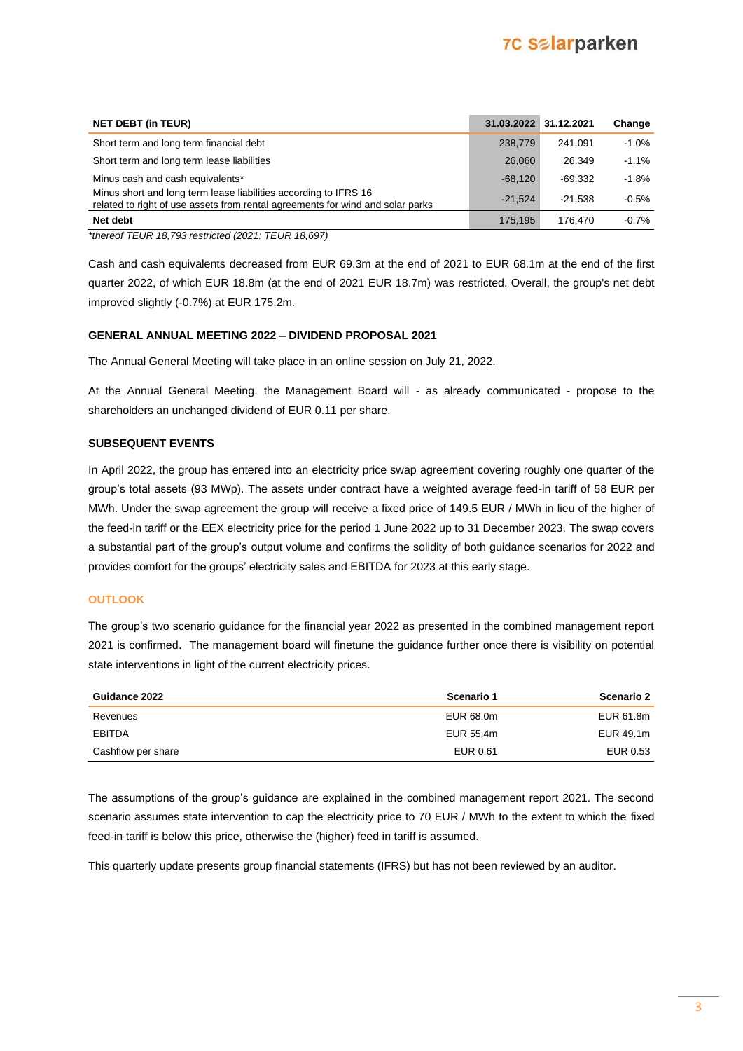| NET DEBT (in TEUR) | 31.03.2022 | 31.12.2021 | Change |
|---|---|---|---|
| Short term and long term financial debt | 238,779 | 241,091 | -1.0% |
| Short term and long term lease liabilities | 26,060 | 26,349 | -1.1% |
| Minus cash and cash equivalents* | -68,120 | -69,332 | -1.8% |
| Minus short and long term lease liabilities according to IFRS 16 related to right of use assets from rental agreements for wind and solar parks | -21,524 | -21,538 | -0.5% |
| **Net debt** | 175,195 | 176,470 | -0.7% |

*\*thereof TEUR 18,793 restricted (2021: TEUR 18,697)*

Cash and cash equivalents decreased from EUR 69.3m at the end of 2021 to EUR 68.1m at the end of the first quarter 2022, of which EUR 18.8m (at the end of 2021 EUR 18.7m) was restricted. Overall, the group's net debt improved slightly (-0.7%) at EUR 175.2m.

## GENERAL ANNUAL MEETING 2022 – DIVIDEND PROPOSAL 2021

The Annual General Meeting will take place in an online session on July 21, 2022.

At the Annual General Meeting, the Management Board will - as already communicated - propose to the shareholders an unchanged dividend of EUR 0.11 per share.

## SUBSEQUENT EVENTS

In April 2022, the group has entered into an electricity price swap agreement covering roughly one quarter of the group's total assets (93 MWp). The assets under contract have a weighted average feed-in tariff of 58 EUR per MWh. Under the swap agreement the group will receive a fixed price of 149.5 EUR / MWh in lieu of the higher of the feed-in tariff or the EEX electricity price for the period 1 June 2022 up to 31 December 2023. The swap covers a substantial part of the group's output volume and confirms the solidity of both guidance scenarios for 2022 and provides comfort for the groups' electricity sales and EBITDA for 2023 at this early stage.

## OUTLOOK

The group's two scenario guidance for the financial year 2022 as presented in the combined management report 2021 is confirmed. The management board will finetune the guidance further once there is visibility on potential state interventions in light of the current electricity prices.

| Guidance 2022 | Scenario 1 | Scenario 2 |
|---|---|---|
| Revenues | EUR 68.0m | EUR 61.8m |
| EBITDA | EUR 55.4m | EUR 49.1m |
| Cashflow per share | EUR 0.61 | EUR 0.53 |

The assumptions of the group's guidance are explained in the combined management report 2021. The second scenario assumes state intervention to cap the electricity price to 70 EUR / MWh to the extent to which the fixed feed-in tariff is below this price, otherwise the (higher) feed in tariff is assumed.

This quarterly update presents group financial statements (IFRS) but has not been reviewed by an auditor.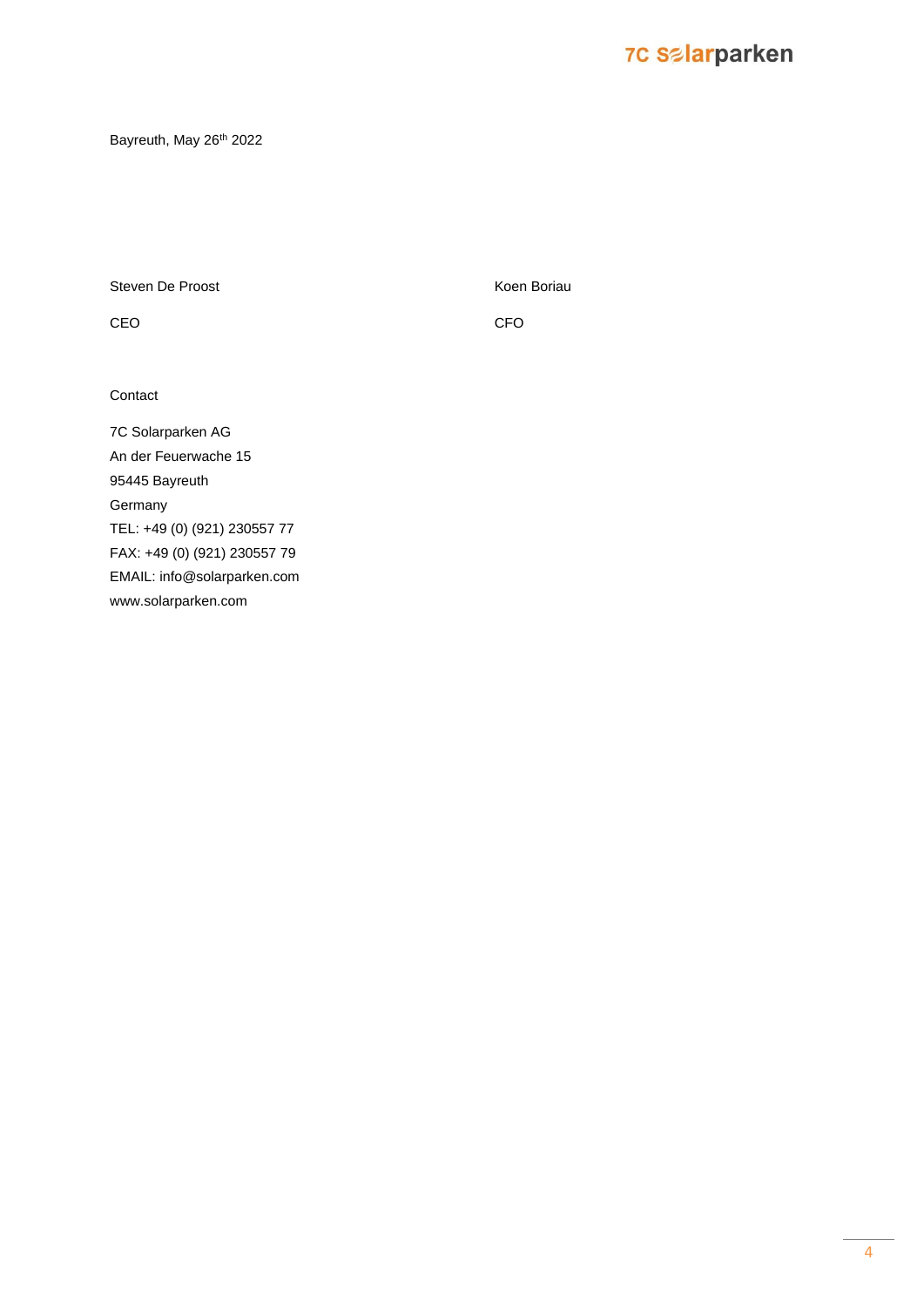Bayreuth, May 26th 2022

Steven De Proost

CEO

Koen Boriau

CFO

Contact

7C Solarparken AG
An der Feuerwache 15
95445 Bayreuth
Germany
TEL: +49 (0) (921) 230557 77
FAX: +49 (0) (921) 230557 79
EMAIL: info@solarparken.com
www.solarparken.com